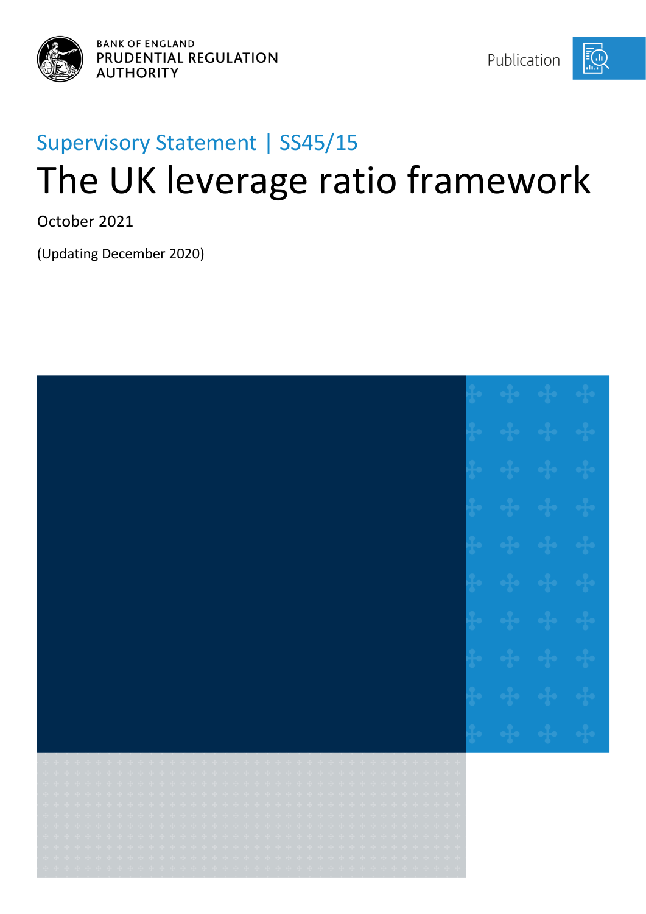BANK OF ENGLAND
PRUDENTIAL REGULATION
AUTHORITY

Publication

Supervisory Statement | SS45/15

# The UK leverage ratio framework

October 2021

(Updating December 2020)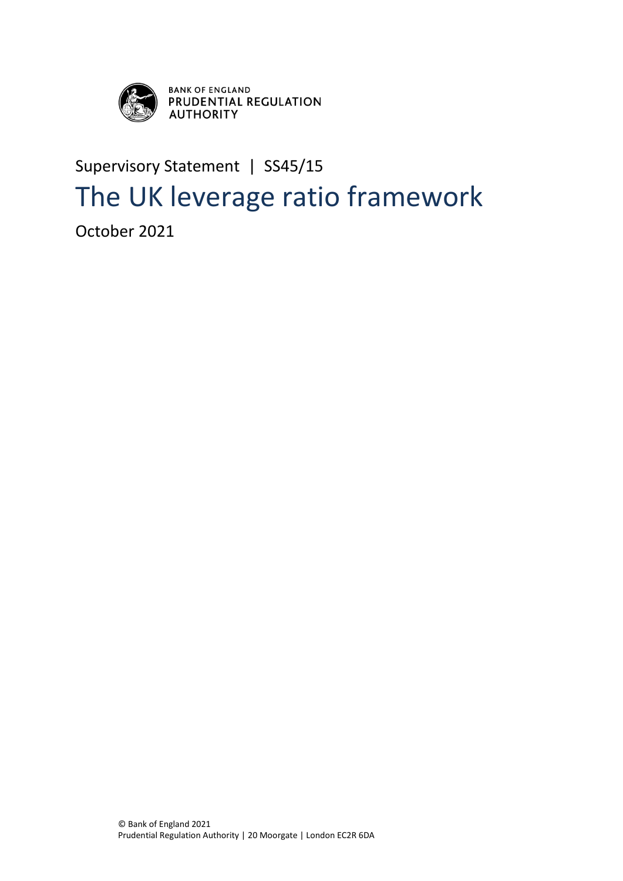BANK OF ENGLAND
PRUDENTIAL REGULATION AUTHORITY

Supervisory Statement | SS45/15

# The UK leverage ratio framework

October 2021

© Bank of England 2021
Prudential Regulation Authority | 20 Moorgate | London EC2R 6DA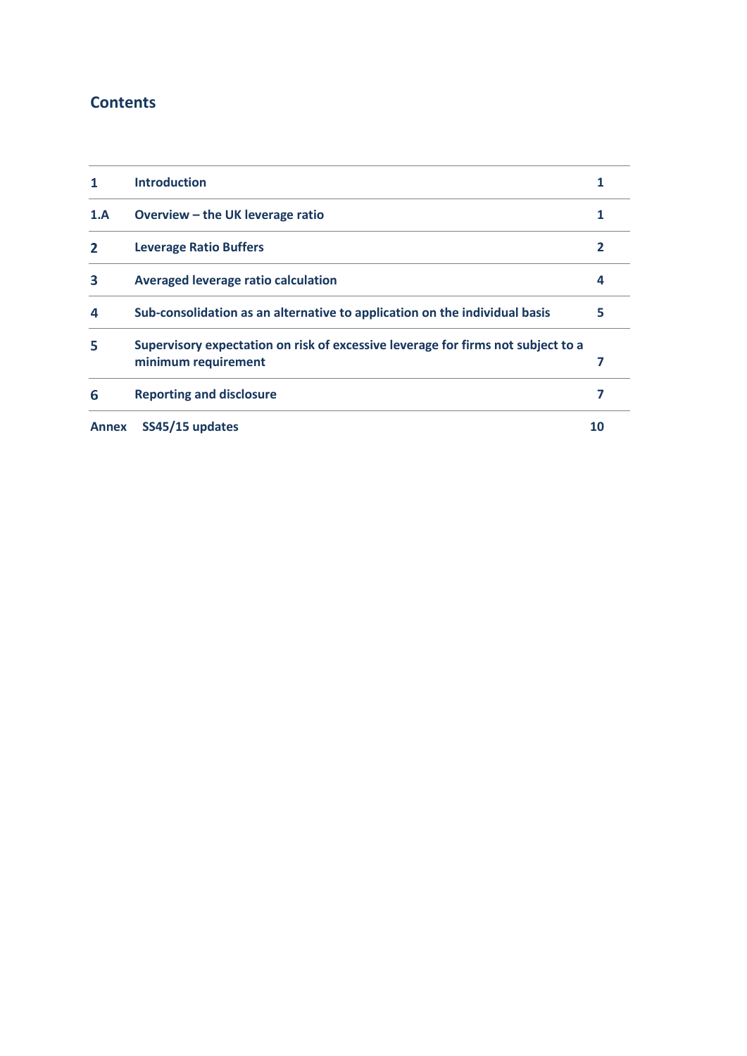## Contents

| | | |
|---|---|---|
| 1 | Introduction | 1 |
| 1.A | Overview – the UK leverage ratio | 1 |
| 2 | Leverage Ratio Buffers | 2 |
| 3 | Averaged leverage ratio calculation | 4 |
| 4 | Sub-consolidation as an alternative to application on the individual basis | 5 |
| 5 | Supervisory expectation on risk of excessive leverage for firms not subject to a minimum requirement | 7 |
| 6 | Reporting and disclosure | 7 |
| Annex | SS45/15 updates | 10 |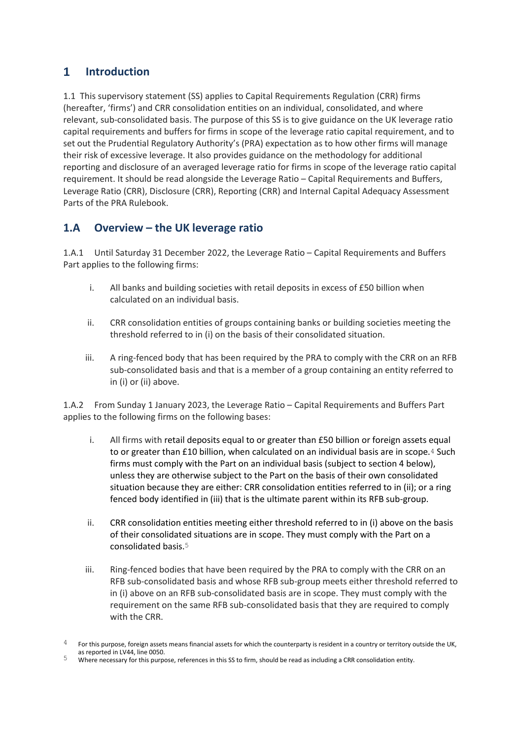# 1 Introduction

1.1 This supervisory statement (SS) applies to Capital Requirements Regulation (CRR) firms (hereafter, 'firms') and CRR consolidation entities on an individual, consolidated, and where relevant, sub-consolidated basis. The purpose of this SS is to give guidance on the UK leverage ratio capital requirements and buffers for firms in scope of the leverage ratio capital requirement, and to set out the Prudential Regulatory Authority's (PRA) expectation as to how other firms will manage their risk of excessive leverage. It also provides guidance on the methodology for additional reporting and disclosure of an averaged leverage ratio for firms in scope of the leverage ratio capital requirement. It should be read alongside the Leverage Ratio – Capital Requirements and Buffers, Leverage Ratio (CRR), Disclosure (CRR), Reporting (CRR) and Internal Capital Adequacy Assessment Parts of the PRA Rulebook.

## 1.A Overview – the UK leverage ratio

1.A.1 Until Saturday 31 December 2022, the Leverage Ratio – Capital Requirements and Buffers Part applies to the following firms:

i. All banks and building societies with retail deposits in excess of £50 billion when calculated on an individual basis.

ii. CRR consolidation entities of groups containing banks or building societies meeting the threshold referred to in (i) on the basis of their consolidated situation.

iii. A ring-fenced body that has been required by the PRA to comply with the CRR on an RFB sub-consolidated basis and that is a member of a group containing an entity referred to in (i) or (ii) above.

1.A.2 From Sunday 1 January 2023, the Leverage Ratio – Capital Requirements and Buffers Part applies to the following firms on the following bases:

i. All firms with retail deposits equal to or greater than £50 billion or foreign assets equal to or greater than £10 billion, when calculated on an individual basis are in scope.[4] Such firms must comply with the Part on an individual basis (subject to section 4 below), unless they are otherwise subject to the Part on the basis of their own consolidated situation because they are either: CRR consolidation entities referred to in (ii); or a ring fenced body identified in (iii) that is the ultimate parent within its RFB sub-group.

ii. CRR consolidation entities meeting either threshold referred to in (i) above on the basis of their consolidated situations are in scope. They must comply with the Part on a consolidated basis.[5]

iii. Ring-fenced bodies that have been required by the PRA to comply with the CRR on an RFB sub-consolidated basis and whose RFB sub-group meets either threshold referred to in (i) above on an RFB sub-consolidated basis are in scope. They must comply with the requirement on the same RFB sub-consolidated basis that they are required to comply with the CRR.

[4] For this purpose, foreign assets means financial assets for which the counterparty is resident in a country or territory outside the UK, as reported in LV44, line 0050.

[5] Where necessary for this purpose, references in this SS to firm, should be read as including a CRR consolidation entity.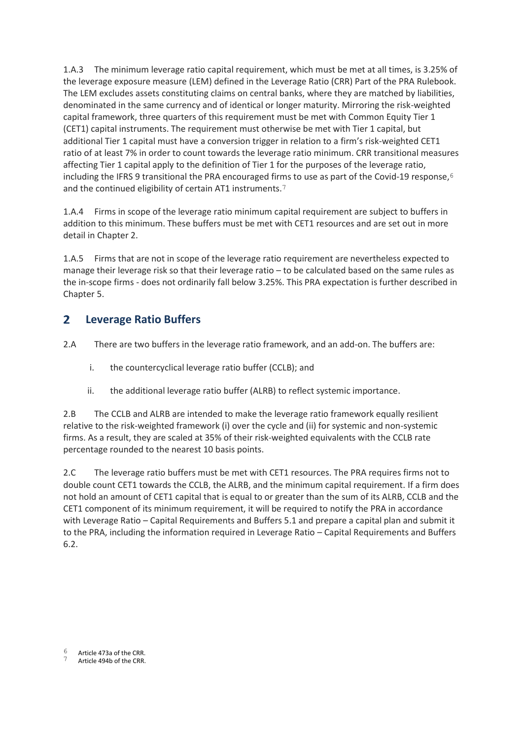1.A.3 The minimum leverage ratio capital requirement, which must be met at all times, is 3.25% of the leverage exposure measure (LEM) defined in the Leverage Ratio (CRR) Part of the PRA Rulebook. The LEM excludes assets constituting claims on central banks, where they are matched by liabilities, denominated in the same currency and of identical or longer maturity. Mirroring the risk-weighted capital framework, three quarters of this requirement must be met with Common Equity Tier 1 (CET1) capital instruments. The requirement must otherwise be met with Tier 1 capital, but additional Tier 1 capital must have a conversion trigger in relation to a firm's risk-weighted CET1 ratio of at least 7% in order to count towards the leverage ratio minimum. CRR transitional measures affecting Tier 1 capital apply to the definition of Tier 1 for the purposes of the leverage ratio, including the IFRS 9 transitional the PRA encouraged firms to use as part of the Covid-19 response,[6] and the continued eligibility of certain AT1 instruments.[7]

1.A.4 Firms in scope of the leverage ratio minimum capital requirement are subject to buffers in addition to this minimum. These buffers must be met with CET1 resources and are set out in more detail in Chapter 2.

1.A.5 Firms that are not in scope of the leverage ratio requirement are nevertheless expected to manage their leverage risk so that their leverage ratio – to be calculated based on the same rules as the in-scope firms - does not ordinarily fall below 3.25%. This PRA expectation is further described in Chapter 5.

## 2 Leverage Ratio Buffers

2.A There are two buffers in the leverage ratio framework, and an add-on. The buffers are:

i. the countercyclical leverage ratio buffer (CCLB); and

ii. the additional leverage ratio buffer (ALRB) to reflect systemic importance.

2.B The CCLB and ALRB are intended to make the leverage ratio framework equally resilient relative to the risk-weighted framework (i) over the cycle and (ii) for systemic and non-systemic firms. As a result, they are scaled at 35% of their risk-weighted equivalents with the CCLB rate percentage rounded to the nearest 10 basis points.

2.C The leverage ratio buffers must be met with CET1 resources. The PRA requires firms not to double count CET1 towards the CCLB, the ALRB, and the minimum capital requirement. If a firm does not hold an amount of CET1 capital that is equal to or greater than the sum of its ALRB, CCLB and the CET1 component of its minimum requirement, it will be required to notify the PRA in accordance with Leverage Ratio – Capital Requirements and Buffers 5.1 and prepare a capital plan and submit it to the PRA, including the information required in Leverage Ratio – Capital Requirements and Buffers 6.2.

[6] Article 473a of the CRR.

[7] Article 494b of the CRR.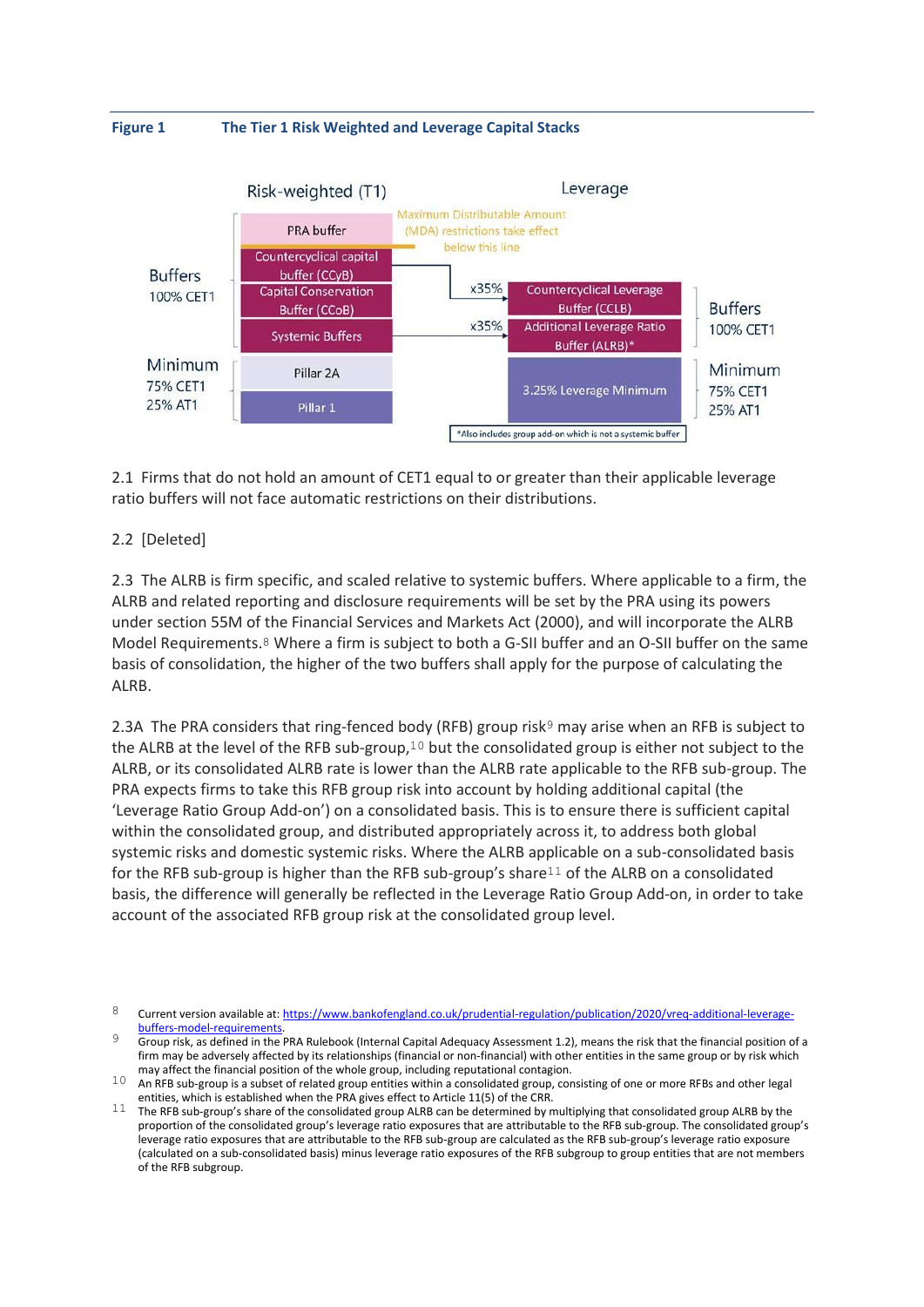**Figure 1 The Tier 1 Risk Weighted and Leverage Capital Stacks**

| | Risk-weighted (T1) | | Leverage | |
|---|---|---|---|---|
| Buffers 100% CET1 | PRA buffer | Maximum Distributable Amount (MDA) restrictions take effect below this line | | |
| | Countercyclical capital buffer (CCyB) | x35% | Countercyclical Leverage Buffer (CCLB) | Buffers 100% CET1 |
| | Capital Conservation Buffer (CCoB) | | | |
| | Systemic Buffers | x35% | Additional Leverage Ratio Buffer (ALRB)* | |
| Minimum 75% CET1 25% AT1 | Pillar 2A | | 3.25% Leverage Minimum | Minimum 75% CET1 25% AT1 |
| | Pillar 1 | | | |

*Also includes group add-on which is not a systemic buffer

2.1 Firms that do not hold an amount of CET1 equal to or greater than their applicable leverage ratio buffers will not face automatic restrictions on their distributions.

2.2 [Deleted]

2.3 The ALRB is firm specific, and scaled relative to systemic buffers. Where applicable to a firm, the ALRB and related reporting and disclosure requirements will be set by the PRA using its powers under section 55M of the Financial Services and Markets Act (2000), and will incorporate the ALRB Model Requirements.[8] Where a firm is subject to both a G-SII buffer and an O-SII buffer on the same basis of consolidation, the higher of the two buffers shall apply for the purpose of calculating the ALRB.

2.3A The PRA considers that ring-fenced body (RFB) group risk[9] may arise when an RFB is subject to the ALRB at the level of the RFB sub-group,[10] but the consolidated group is either not subject to the ALRB, or its consolidated ALRB rate is lower than the ALRB rate applicable to the RFB sub-group. The PRA expects firms to take this RFB group risk into account by holding additional capital (the 'Leverage Ratio Group Add-on') on a consolidated basis. This is to ensure there is sufficient capital within the consolidated group, and distributed appropriately across it, to address both global systemic risks and domestic systemic risks. Where the ALRB applicable on a sub-consolidated basis for the RFB sub-group is higher than the RFB sub-group's share[11] of the ALRB on a consolidated basis, the difference will generally be reflected in the Leverage Ratio Group Add-on, in order to take account of the associated RFB group risk at the consolidated group level.

---

[8] Current version available at: https://www.bankofengland.co.uk/prudential-regulation/publication/2020/vreq-additional-leverage-buffers-model-requirements.

[9] Group risk, as defined in the PRA Rulebook (Internal Capital Adequacy Assessment 1.2), means the risk that the financial position of a firm may be adversely affected by its relationships (financial or non-financial) with other entities in the same group or by risk which may affect the financial position of the whole group, including reputational contagion.

[10] An RFB sub-group is a subset of related group entities within a consolidated group, consisting of one or more RFBs and other legal entities, which is established when the PRA gives effect to Article 11(5) of the CRR.

[11] The RFB sub-group's share of the consolidated group ALRB can be determined by multiplying that consolidated group ALRB by the proportion of the consolidated group's leverage ratio exposures that are attributable to the RFB sub-group. The consolidated group's leverage ratio exposures that are attributable to the RFB sub-group are calculated as the RFB sub-group's leverage ratio exposure (calculated on a sub-consolidated basis) minus leverage ratio exposures of the RFB subgroup to group entities that are not members of the RFB subgroup.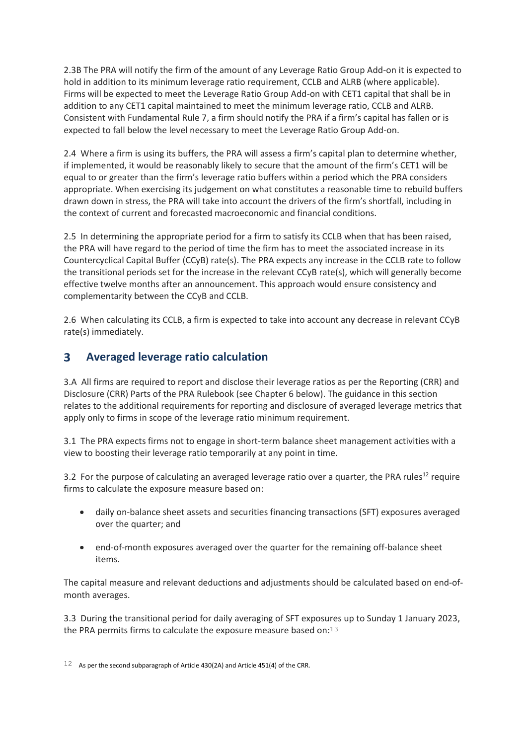2.3B The PRA will notify the firm of the amount of any Leverage Ratio Group Add-on it is expected to hold in addition to its minimum leverage ratio requirement, CCLB and ALRB (where applicable). Firms will be expected to meet the Leverage Ratio Group Add-on with CET1 capital that shall be in addition to any CET1 capital maintained to meet the minimum leverage ratio, CCLB and ALRB. Consistent with Fundamental Rule 7, a firm should notify the PRA if a firm's capital has fallen or is expected to fall below the level necessary to meet the Leverage Ratio Group Add-on.

2.4 Where a firm is using its buffers, the PRA will assess a firm's capital plan to determine whether, if implemented, it would be reasonably likely to secure that the amount of the firm's CET1 will be equal to or greater than the firm's leverage ratio buffers within a period which the PRA considers appropriate. When exercising its judgement on what constitutes a reasonable time to rebuild buffers drawn down in stress, the PRA will take into account the drivers of the firm's shortfall, including in the context of current and forecasted macroeconomic and financial conditions.

2.5 In determining the appropriate period for a firm to satisfy its CCLB when that has been raised, the PRA will have regard to the period of time the firm has to meet the associated increase in its Countercyclical Capital Buffer (CCyB) rate(s). The PRA expects any increase in the CCLB rate to follow the transitional periods set for the increase in the relevant CCyB rate(s), which will generally become effective twelve months after an announcement. This approach would ensure consistency and complementarity between the CCyB and CCLB.

2.6 When calculating its CCLB, a firm is expected to take into account any decrease in relevant CCyB rate(s) immediately.

## 3 Averaged leverage ratio calculation

3.A All firms are required to report and disclose their leverage ratios as per the Reporting (CRR) and Disclosure (CRR) Parts of the PRA Rulebook (see Chapter 6 below). The guidance in this section relates to the additional requirements for reporting and disclosure of averaged leverage metrics that apply only to firms in scope of the leverage ratio minimum requirement.

3.1 The PRA expects firms not to engage in short-term balance sheet management activities with a view to boosting their leverage ratio temporarily at any point in time.

3.2 For the purpose of calculating an averaged leverage ratio over a quarter, the PRA rules[12] require firms to calculate the exposure measure based on:

- daily on-balance sheet assets and securities financing transactions (SFT) exposures averaged over the quarter; and
- end-of-month exposures averaged over the quarter for the remaining off-balance sheet items.

The capital measure and relevant deductions and adjustments should be calculated based on end-of-month averages.

3.3 During the transitional period for daily averaging of SFT exposures up to Sunday 1 January 2023, the PRA permits firms to calculate the exposure measure based on:[13]

[12] As per the second subparagraph of Article 430(2A) and Article 451(4) of the CRR.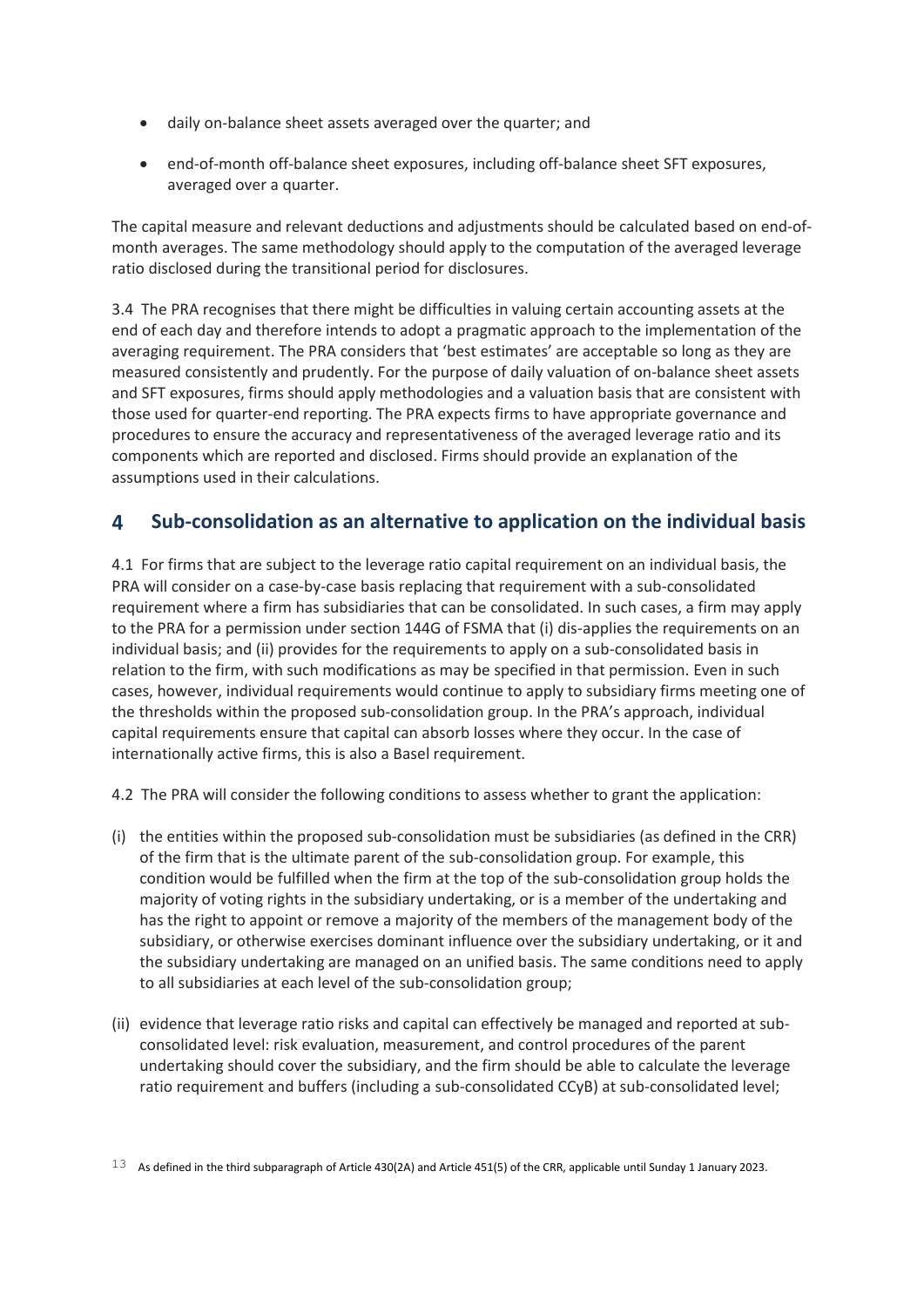- daily on-balance sheet assets averaged over the quarter; and
- end-of-month off-balance sheet exposures, including off-balance sheet SFT exposures, averaged over a quarter.

The capital measure and relevant deductions and adjustments should be calculated based on end-of-month averages. The same methodology should apply to the computation of the averaged leverage ratio disclosed during the transitional period for disclosures.

3.4 The PRA recognises that there might be difficulties in valuing certain accounting assets at the end of each day and therefore intends to adopt a pragmatic approach to the implementation of the averaging requirement. The PRA considers that 'best estimates' are acceptable so long as they are measured consistently and prudently. For the purpose of daily valuation of on-balance sheet assets and SFT exposures, firms should apply methodologies and a valuation basis that are consistent with those used for quarter-end reporting. The PRA expects firms to have appropriate governance and procedures to ensure the accuracy and representativeness of the averaged leverage ratio and its components which are reported and disclosed. Firms should provide an explanation of the assumptions used in their calculations.

## 4 Sub-consolidation as an alternative to application on the individual basis

4.1 For firms that are subject to the leverage ratio capital requirement on an individual basis, the PRA will consider on a case-by-case basis replacing that requirement with a sub-consolidated requirement where a firm has subsidiaries that can be consolidated. In such cases, a firm may apply to the PRA for a permission under section 144G of FSMA that (i) dis-applies the requirements on an individual basis; and (ii) provides for the requirements to apply on a sub-consolidated basis in relation to the firm, with such modifications as may be specified in that permission. Even in such cases, however, individual requirements would continue to apply to subsidiary firms meeting one of the thresholds within the proposed sub-consolidation group. In the PRA's approach, individual capital requirements ensure that capital can absorb losses where they occur. In the case of internationally active firms, this is also a Basel requirement.

4.2 The PRA will consider the following conditions to assess whether to grant the application:

(i) the entities within the proposed sub-consolidation must be subsidiaries (as defined in the CRR) of the firm that is the ultimate parent of the sub-consolidation group. For example, this condition would be fulfilled when the firm at the top of the sub-consolidation group holds the majority of voting rights in the subsidiary undertaking, or is a member of the undertaking and has the right to appoint or remove a majority of the members of the management body of the subsidiary, or otherwise exercises dominant influence over the subsidiary undertaking, or it and the subsidiary undertaking are managed on an unified basis. The same conditions need to apply to all subsidiaries at each level of the sub-consolidation group;

(ii) evidence that leverage ratio risks and capital can effectively be managed and reported at sub-consolidated level: risk evaluation, measurement, and control procedures of the parent undertaking should cover the subsidiary, and the firm should be able to calculate the leverage ratio requirement and buffers (including a sub-consolidated CCyB) at sub-consolidated level;

[13] As defined in the third subparagraph of Article 430(2A) and Article 451(5) of the CRR, applicable until Sunday 1 January 2023.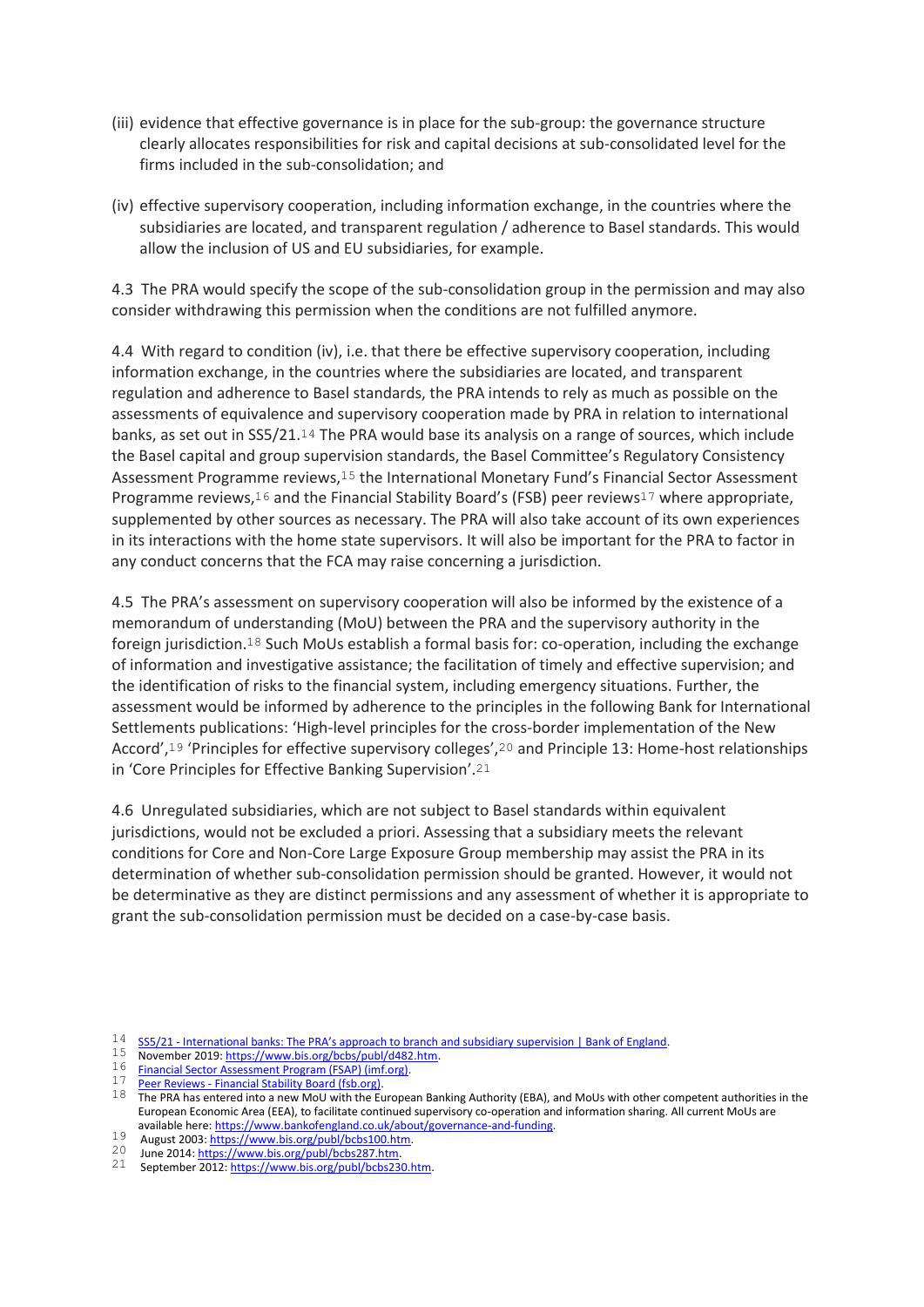(iii) evidence that effective governance is in place for the sub-group: the governance structure clearly allocates responsibilities for risk and capital decisions at sub-consolidated level for the firms included in the sub-consolidation; and

(iv) effective supervisory cooperation, including information exchange, in the countries where the subsidiaries are located, and transparent regulation / adherence to Basel standards. This would allow the inclusion of US and EU subsidiaries, for example.

4.3 The PRA would specify the scope of the sub-consolidation group in the permission and may also consider withdrawing this permission when the conditions are not fulfilled anymore.

4.4 With regard to condition (iv), i.e. that there be effective supervisory cooperation, including information exchange, in the countries where the subsidiaries are located, and transparent regulation and adherence to Basel standards, the PRA intends to rely as much as possible on the assessments of equivalence and supervisory cooperation made by PRA in relation to international banks, as set out in SS5/21.[14] The PRA would base its analysis on a range of sources, which include the Basel capital and group supervision standards, the Basel Committee's Regulatory Consistency Assessment Programme reviews,[15] the International Monetary Fund's Financial Sector Assessment Programme reviews,[16] and the Financial Stability Board's (FSB) peer reviews[17] where appropriate, supplemented by other sources as necessary. The PRA will also take account of its own experiences in its interactions with the home state supervisors. It will also be important for the PRA to factor in any conduct concerns that the FCA may raise concerning a jurisdiction.

4.5 The PRA's assessment on supervisory cooperation will also be informed by the existence of a memorandum of understanding (MoU) between the PRA and the supervisory authority in the foreign jurisdiction.[18] Such MoUs establish a formal basis for: co-operation, including the exchange of information and investigative assistance; the facilitation of timely and effective supervision; and the identification of risks to the financial system, including emergency situations. Further, the assessment would be informed by adherence to the principles in the following Bank for International Settlements publications: 'High-level principles for the cross-border implementation of the New Accord',[19] 'Principles for effective supervisory colleges',[20] and Principle 13: Home-host relationships in 'Core Principles for Effective Banking Supervision'.[21]

4.6 Unregulated subsidiaries, which are not subject to Basel standards within equivalent jurisdictions, would not be excluded a priori. Assessing that a subsidiary meets the relevant conditions for Core and Non-Core Large Exposure Group membership may assist the PRA in its determination of whether sub-consolidation permission should be granted. However, it would not be determinative as they are distinct permissions and any assessment of whether it is appropriate to grant the sub-consolidation permission must be decided on a case-by-case basis.

---

[14] SS5/21 - International banks: The PRA's approach to branch and subsidiary supervision | Bank of England.

[15] November 2019: https://www.bis.org/bcbs/publ/d482.htm.

[16] Financial Sector Assessment Program (FSAP) (imf.org).

[17] Peer Reviews - Financial Stability Board (fsb.org).

[18] The PRA has entered into a new MoU with the European Banking Authority (EBA), and MoUs with other competent authorities in the European Economic Area (EEA), to facilitate continued supervisory co-operation and information sharing. All current MoUs are available here: https://www.bankofengland.co.uk/about/governance-and-funding.

[19] August 2003: https://www.bis.org/publ/bcbs100.htm.

[20] June 2014: https://www.bis.org/publ/bcbs287.htm.

[21] September 2012: https://www.bis.org/publ/bcbs230.htm.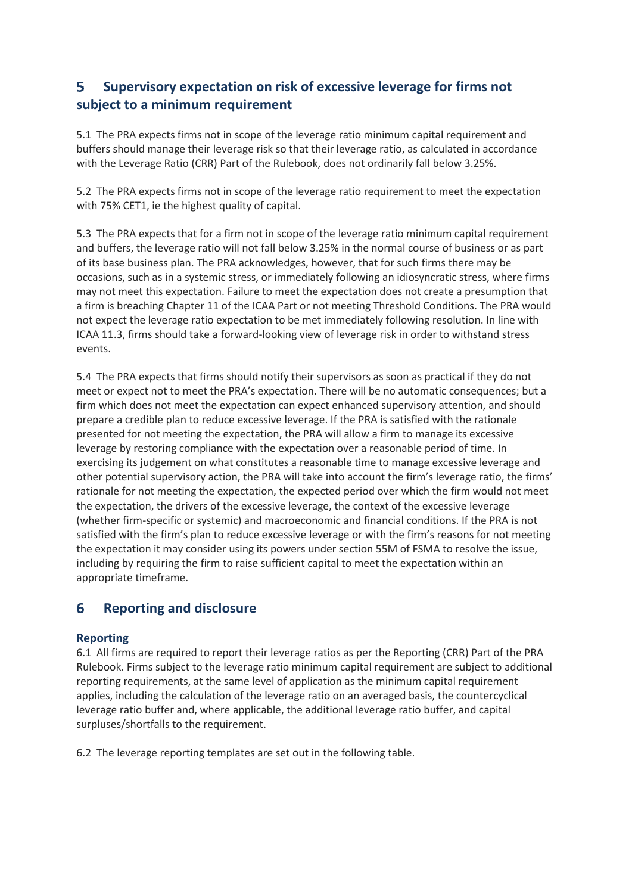## 5 Supervisory expectation on risk of excessive leverage for firms not subject to a minimum requirement

5.1 The PRA expects firms not in scope of the leverage ratio minimum capital requirement and buffers should manage their leverage risk so that their leverage ratio, as calculated in accordance with the Leverage Ratio (CRR) Part of the Rulebook, does not ordinarily fall below 3.25%.

5.2 The PRA expects firms not in scope of the leverage ratio requirement to meet the expectation with 75% CET1, ie the highest quality of capital.

5.3 The PRA expects that for a firm not in scope of the leverage ratio minimum capital requirement and buffers, the leverage ratio will not fall below 3.25% in the normal course of business or as part of its base business plan. The PRA acknowledges, however, that for such firms there may be occasions, such as in a systemic stress, or immediately following an idiosyncratic stress, where firms may not meet this expectation. Failure to meet the expectation does not create a presumption that a firm is breaching Chapter 11 of the ICAA Part or not meeting Threshold Conditions. The PRA would not expect the leverage ratio expectation to be met immediately following resolution. In line with ICAA 11.3, firms should take a forward-looking view of leverage risk in order to withstand stress events.

5.4 The PRA expects that firms should notify their supervisors as soon as practical if they do not meet or expect not to meet the PRA's expectation. There will be no automatic consequences; but a firm which does not meet the expectation can expect enhanced supervisory attention, and should prepare a credible plan to reduce excessive leverage. If the PRA is satisfied with the rationale presented for not meeting the expectation, the PRA will allow a firm to manage its excessive leverage by restoring compliance with the expectation over a reasonable period of time. In exercising its judgement on what constitutes a reasonable time to manage excessive leverage and other potential supervisory action, the PRA will take into account the firm's leverage ratio, the firms' rationale for not meeting the expectation, the expected period over which the firm would not meet the expectation, the drivers of the excessive leverage, the context of the excessive leverage (whether firm-specific or systemic) and macroeconomic and financial conditions. If the PRA is not satisfied with the firm's plan to reduce excessive leverage or with the firm's reasons for not meeting the expectation it may consider using its powers under section 55M of FSMA to resolve the issue, including by requiring the firm to raise sufficient capital to meet the expectation within an appropriate timeframe.

## 6 Reporting and disclosure

### Reporting

6.1 All firms are required to report their leverage ratios as per the Reporting (CRR) Part of the PRA Rulebook. Firms subject to the leverage ratio minimum capital requirement are subject to additional reporting requirements, at the same level of application as the minimum capital requirement applies, including the calculation of the leverage ratio on an averaged basis, the countercyclical leverage ratio buffer and, where applicable, the additional leverage ratio buffer, and capital surpluses/shortfalls to the requirement.

6.2 The leverage reporting templates are set out in the following table.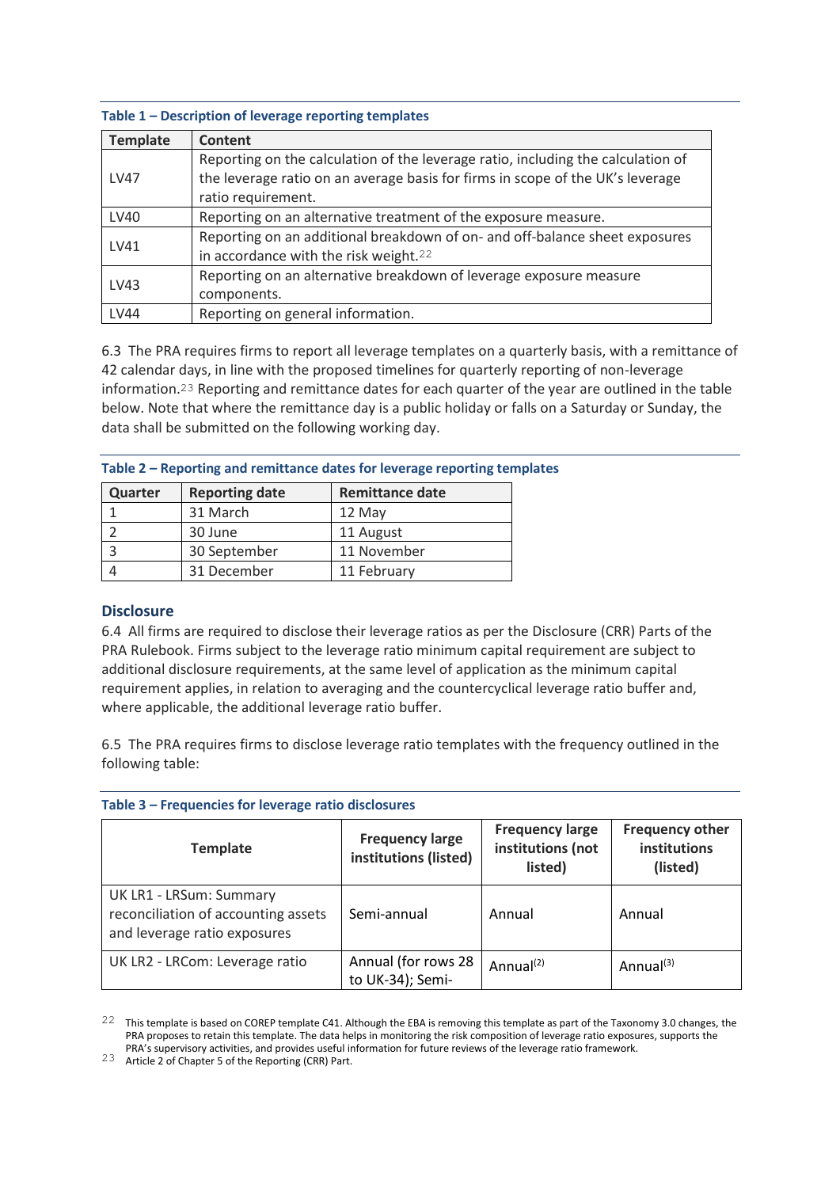**Table 1 – Description of leverage reporting templates**

| Template | Content |
|---|---|
| LV47 | Reporting on the calculation of the leverage ratio, including the calculation of the leverage ratio on an average basis for firms in scope of the UK's leverage ratio requirement. |
| LV40 | Reporting on an alternative treatment of the exposure measure. |
| LV41 | Reporting on an additional breakdown of on- and off-balance sheet exposures in accordance with the risk weight.[22] |
| LV43 | Reporting on an alternative breakdown of leverage exposure measure components. |
| LV44 | Reporting on general information. |

6.3 The PRA requires firms to report all leverage templates on a quarterly basis, with a remittance of 42 calendar days, in line with the proposed timelines for quarterly reporting of non-leverage information.[23] Reporting and remittance dates for each quarter of the year are outlined in the table below. Note that where the remittance day is a public holiday or falls on a Saturday or Sunday, the data shall be submitted on the following working day.

**Table 2 – Reporting and remittance dates for leverage reporting templates**

| Quarter | Reporting date | Remittance date |
|---|---|---|
| 1 | 31 March | 12 May |
| 2 | 30 June | 11 August |
| 3 | 30 September | 11 November |
| 4 | 31 December | 11 February |

## Disclosure

6.4 All firms are required to disclose their leverage ratios as per the Disclosure (CRR) Parts of the PRA Rulebook. Firms subject to the leverage ratio minimum capital requirement are subject to additional disclosure requirements, at the same level of application as the minimum capital requirement applies, in relation to averaging and the countercyclical leverage ratio buffer and, where applicable, the additional leverage ratio buffer.

6.5 The PRA requires firms to disclose leverage ratio templates with the frequency outlined in the following table:

**Table 3 – Frequencies for leverage ratio disclosures**

| Template | Frequency large institutions (listed) | Frequency large institutions (not listed) | Frequency other institutions (listed) |
|---|---|---|---|
| UK LR1 - LRSum: Summary reconciliation of accounting assets and leverage ratio exposures | Semi-annual | Annual | Annual |
| UK LR2 - LRCom: Leverage ratio | Annual (for rows 28 to UK-34); Semi- | Annual(2) | Annual(3) |

[22] This template is based on COREP template C41. Although the EBA is removing this template as part of the Taxonomy 3.0 changes, the PRA proposes to retain this template. The data helps in monitoring the risk composition of leverage ratio exposures, supports the PRA's supervisory activities, and provides useful information for future reviews of the leverage ratio framework.

[23] Article 2 of Chapter 5 of the Reporting (CRR) Part.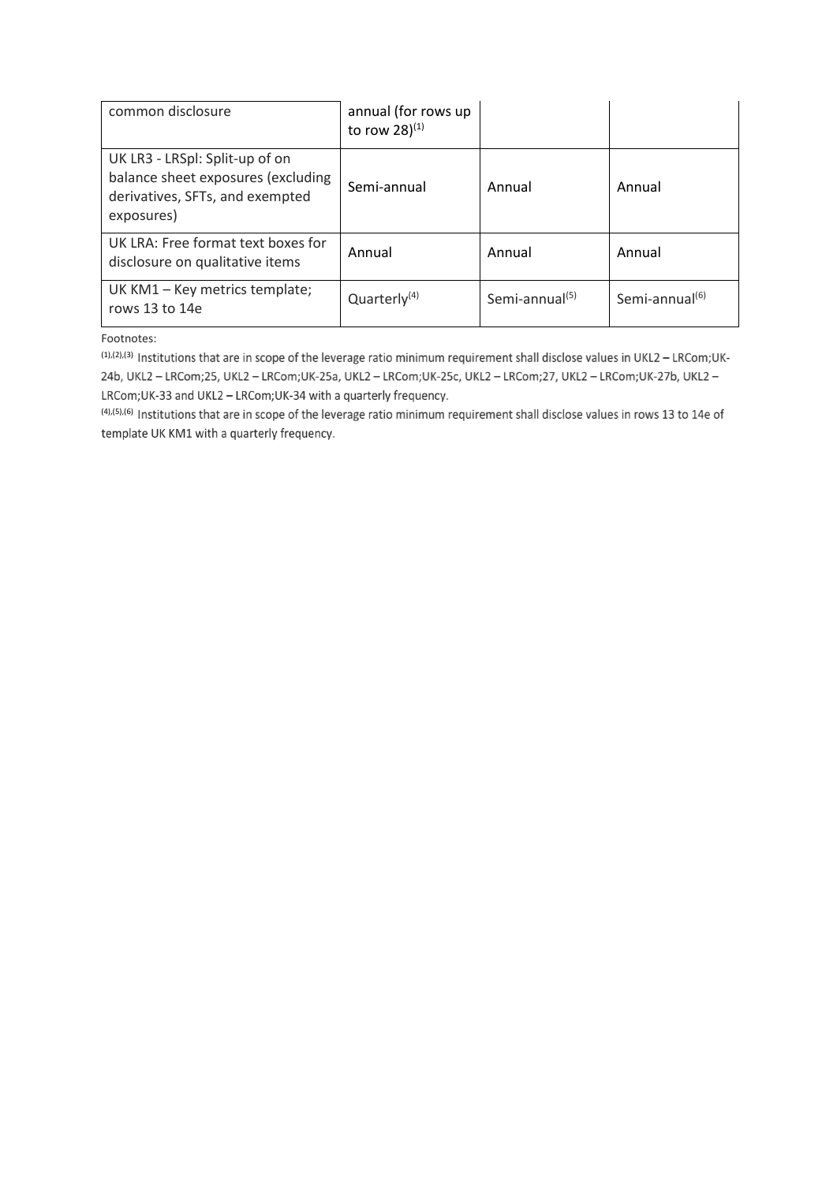| common disclosure | annual (for rows up to row 28)[1] | | |
|---|---|---|---|
| UK LR3 - LRSpl: Split-up of on balance sheet exposures (excluding derivatives, SFTs, and exempted exposures) | Semi-annual | Annual | Annual |
| UK LRA: Free format text boxes for disclosure on qualitative items | Annual | Annual | Annual |
| UK KM1 – Key metrics template; rows 13 to 14e | Quarterly[4] | Semi-annual[5] | Semi-annual[6] |

Footnotes:

[1],[2],[3] Institutions that are in scope of the leverage ratio minimum requirement shall disclose values in UKL2 – LRCom;UK-24b, UKL2 – LRCom;25, UKL2 – LRCom;UK-25a, UKL2 – LRCom;UK-25c, UKL2 – LRCom;27, UKL2 – LRCom;UK-27b, UKL2 – LRCom;UK-33 and UKL2 – LRCom;UK-34 with a quarterly frequency.

[4],[5],[6] Institutions that are in scope of the leverage ratio minimum requirement shall disclose values in rows 13 to 14e of template UK KM1 with a quarterly frequency.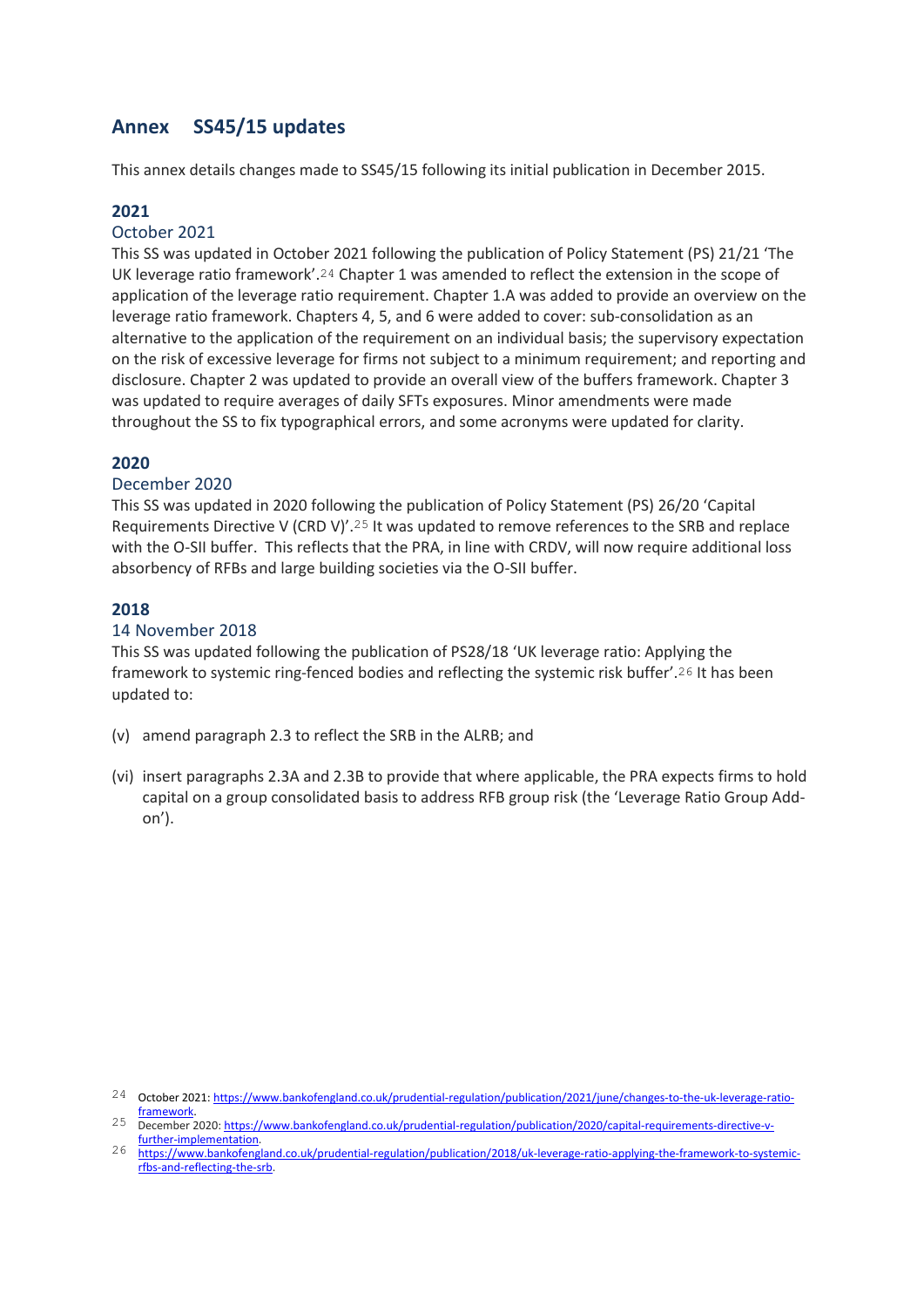## Annex SS45/15 updates

This annex details changes made to SS45/15 following its initial publication in December 2015.

### 2021

#### October 2021

This SS was updated in October 2021 following the publication of Policy Statement (PS) 21/21 'The UK leverage ratio framework'.[24] Chapter 1 was amended to reflect the extension in the scope of application of the leverage ratio requirement. Chapter 1.A was added to provide an overview on the leverage ratio framework. Chapters 4, 5, and 6 were added to cover: sub-consolidation as an alternative to the application of the requirement on an individual basis; the supervisory expectation on the risk of excessive leverage for firms not subject to a minimum requirement; and reporting and disclosure. Chapter 2 was updated to provide an overall view of the buffers framework. Chapter 3 was updated to require averages of daily SFTs exposures. Minor amendments were made throughout the SS to fix typographical errors, and some acronyms were updated for clarity.

### 2020

#### December 2020

This SS was updated in 2020 following the publication of Policy Statement (PS) 26/20 'Capital Requirements Directive V (CRD V)'.[25] It was updated to remove references to the SRB and replace with the O-SII buffer. This reflects that the PRA, in line with CRDV, will now require additional loss absorbency of RFBs and large building societies via the O-SII buffer.

### 2018

#### 14 November 2018

This SS was updated following the publication of PS28/18 'UK leverage ratio: Applying the framework to systemic ring-fenced bodies and reflecting the systemic risk buffer'.[26] It has been updated to:

(v) amend paragraph 2.3 to reflect the SRB in the ALRB; and

(vi) insert paragraphs 2.3A and 2.3B to provide that where applicable, the PRA expects firms to hold capital on a group consolidated basis to address RFB group risk (the 'Leverage Ratio Group Add-on').

---

[24] October 2021: https://www.bankofengland.co.uk/prudential-regulation/publication/2021/june/changes-to-the-uk-leverage-ratio-framework.

[25] December 2020: https://www.bankofengland.co.uk/prudential-regulation/publication/2020/capital-requirements-directive-v-further-implementation.

[26] https://www.bankofengland.co.uk/prudential-regulation/publication/2018/uk-leverage-ratio-applying-the-framework-to-systemic-rfbs-and-reflecting-the-srb.